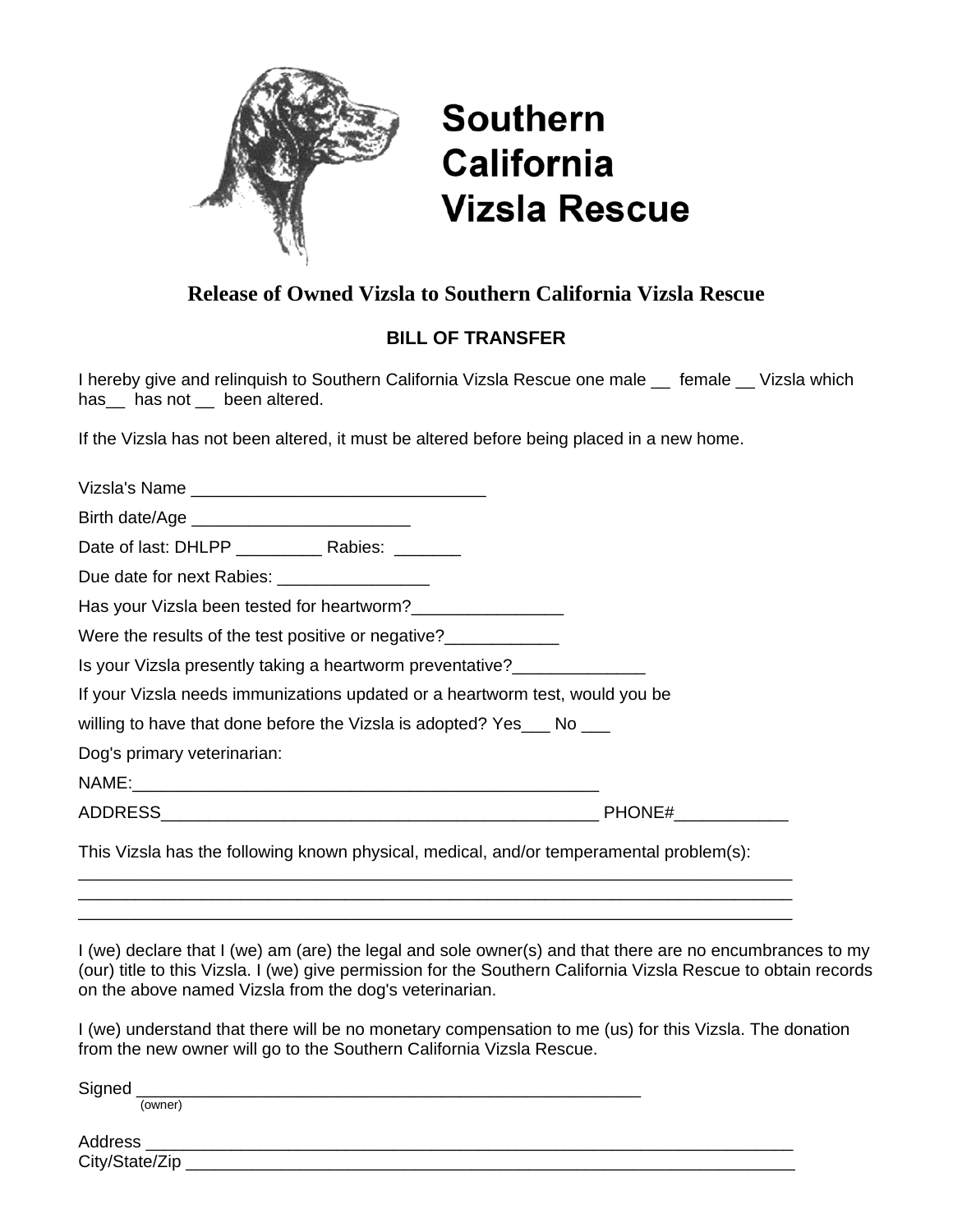# Southern California Vizsla Rescue

## Release of Owned Vizsla to Southern California Vizsla Rescue

### BILL OF TRANSFER

I hereby give and relinquish to Southern California Vizsla Rescue one male __ female __ Vizsla which has__ has not __ been altered.

If the Vizsla has not been altered, it must be altered before being placed in a new home.

Vizsla's Name _______________________________

Birth date/Age _______________________

Date of last: DHLPP _________ Rabies: _______

Due date for next Rabies: ________________

Has your Vizsla been tested for heartworm?________________

Were the results of the test positive or negative?____________

Is your Vizsla presently taking a heartworm preventative?______________

If your Vizsla needs immunizations updated or a heartworm test, would you be

willing to have that done before the Vizsla is adopted? Yes___ No ___

Dog's primary veterinarian:

NAME:__________________________________________________

ADDRESS______________________________________________ PHONE#____________

This Vizsla has the following known physical, medical, and/or temperamental problem(s):
___________________________________________________________________________
___________________________________________________________________________
___________________________________________________________________________

I (we) declare that I (we) am (are) the legal and sole owner(s) and that there are no encumbrances to my (our) title to this Vizsla. I (we) give permission for the Southern California Vizsla Rescue to obtain records on the above named Vizsla from the dog's veterinarian.

I (we) understand that there will be no monetary compensation to me (us) for this Vizsla. The donation from the new owner will go to the Southern California Vizsla Rescue.

Signed ______________________________________________________
(owner)

Address _____________________________________________________________________
City/State/Zip _________________________________________________________________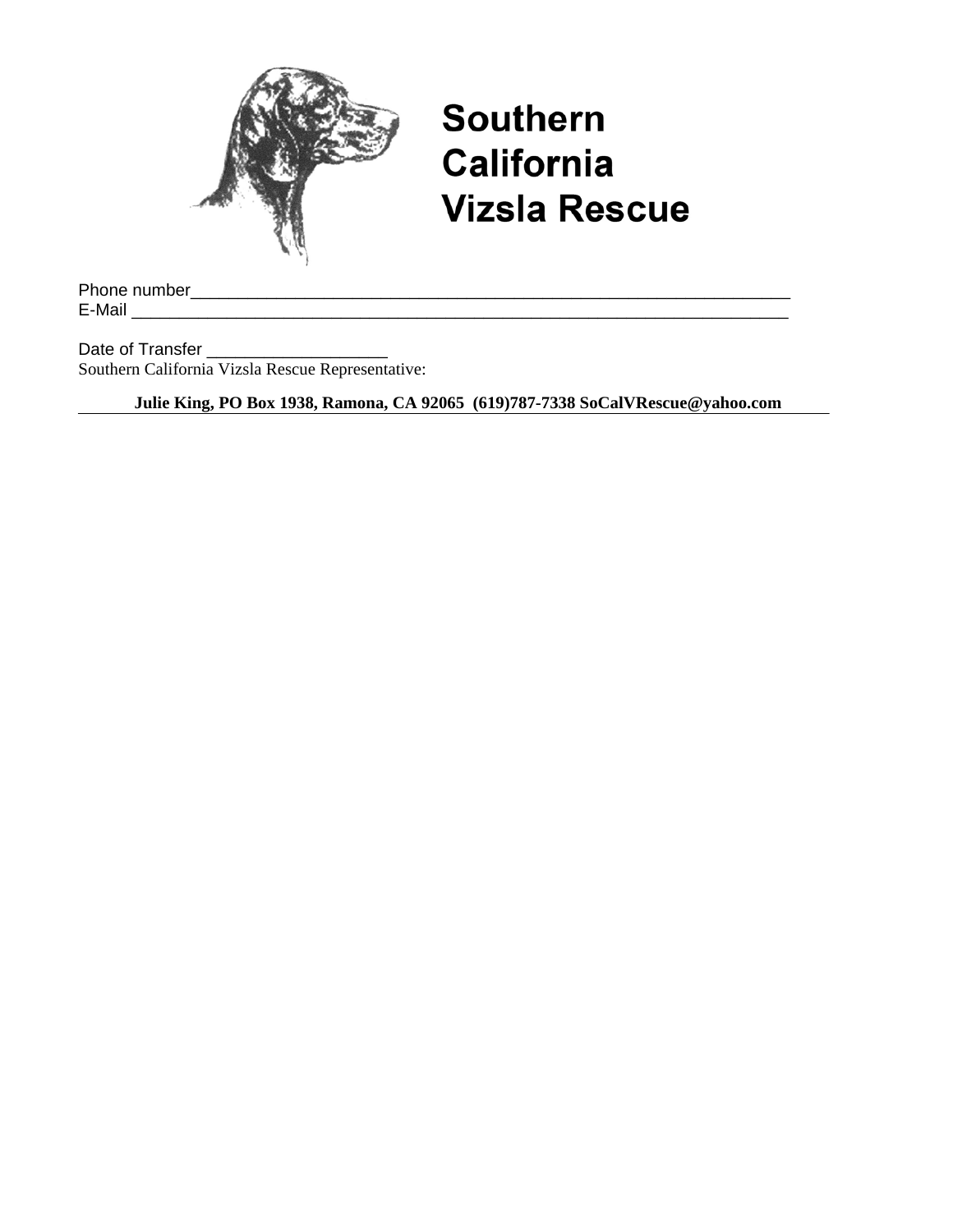**Southern California Vizsla Rescue**

Phone number_________________________________________________________________

E-Mail _____________________________________________________________________

Date of Transfer ___________________

Southern California Vizsla Rescue Representative:

**Julie King, PO Box 1938, Ramona, CA 92065 (619)787-7338 SoCalVRescue@yahoo.com**